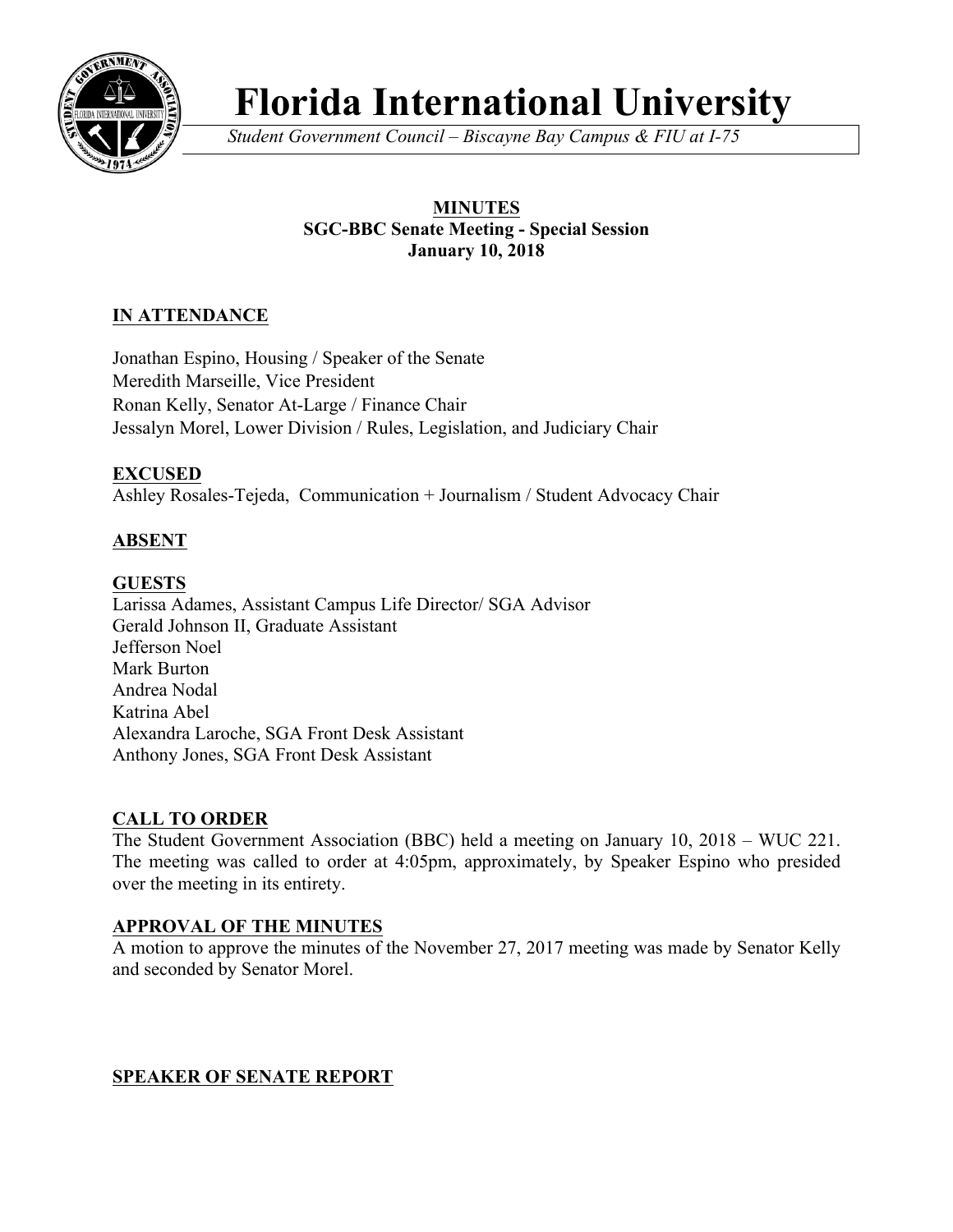# Florida International University

*Student Government Council – Biscayne Bay Campus & FIU at I-75*

**MINUTES**
**SGC-BBC Senate Meeting - Special Session**
**January 10, 2018**

## IN ATTENDANCE

Jonathan Espino, Housing / Speaker of the Senate
Meredith Marseille, Vice President
Ronan Kelly, Senator At-Large / Finance Chair
Jessalyn Morel, Lower Division / Rules, Legislation, and Judiciary Chair

## EXCUSED

Ashley Rosales-Tejeda, Communication + Journalism / Student Advocacy Chair

## ABSENT

## GUESTS

Larissa Adames, Assistant Campus Life Director/ SGA Advisor
Gerald Johnson II, Graduate Assistant
Jefferson Noel
Mark Burton
Andrea Nodal
Katrina Abel
Alexandra Laroche, SGA Front Desk Assistant
Anthony Jones, SGA Front Desk Assistant

## CALL TO ORDER

The Student Government Association (BBC) held a meeting on January 10, 2018 – WUC 221. The meeting was called to order at 4:05pm, approximately, by Speaker Espino who presided over the meeting in its entirety.

## APPROVAL OF THE MINUTES

A motion to approve the minutes of the November 27, 2017 meeting was made by Senator Kelly and seconded by Senator Morel.

## SPEAKER OF SENATE REPORT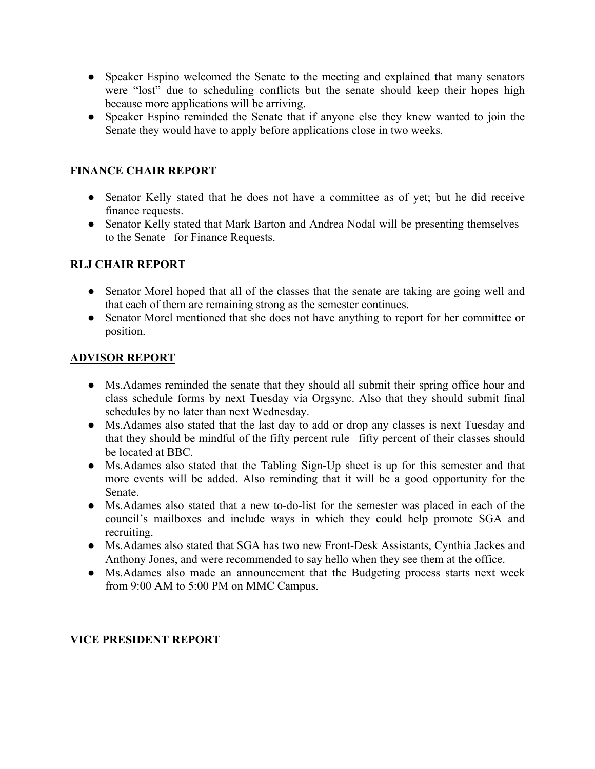- Speaker Espino welcomed the Senate to the meeting and explained that many senators were "lost"–due to scheduling conflicts–but the senate should keep their hopes high because more applications will be arriving.
- Speaker Espino reminded the Senate that if anyone else they knew wanted to join the Senate they would have to apply before applications close in two weeks.

## FINANCE CHAIR REPORT

- Senator Kelly stated that he does not have a committee as of yet; but he did receive finance requests.
- Senator Kelly stated that Mark Barton and Andrea Nodal will be presenting themselves– to the Senate– for Finance Requests.

## RLJ CHAIR REPORT

- Senator Morel hoped that all of the classes that the senate are taking are going well and that each of them are remaining strong as the semester continues.
- Senator Morel mentioned that she does not have anything to report for her committee or position.

## ADVISOR REPORT

- Ms.Adames reminded the senate that they should all submit their spring office hour and class schedule forms by next Tuesday via Orgsync. Also that they should submit final schedules by no later than next Wednesday.
- Ms.Adames also stated that the last day to add or drop any classes is next Tuesday and that they should be mindful of the fifty percent rule– fifty percent of their classes should be located at BBC.
- Ms.Adames also stated that the Tabling Sign-Up sheet is up for this semester and that more events will be added. Also reminding that it will be a good opportunity for the Senate.
- Ms.Adames also stated that a new to-do-list for the semester was placed in each of the council's mailboxes and include ways in which they could help promote SGA and recruiting.
- Ms.Adames also stated that SGA has two new Front-Desk Assistants, Cynthia Jackes and Anthony Jones, and were recommended to say hello when they see them at the office.
- Ms.Adames also made an announcement that the Budgeting process starts next week from 9:00 AM to 5:00 PM on MMC Campus.

## VICE PRESIDENT REPORT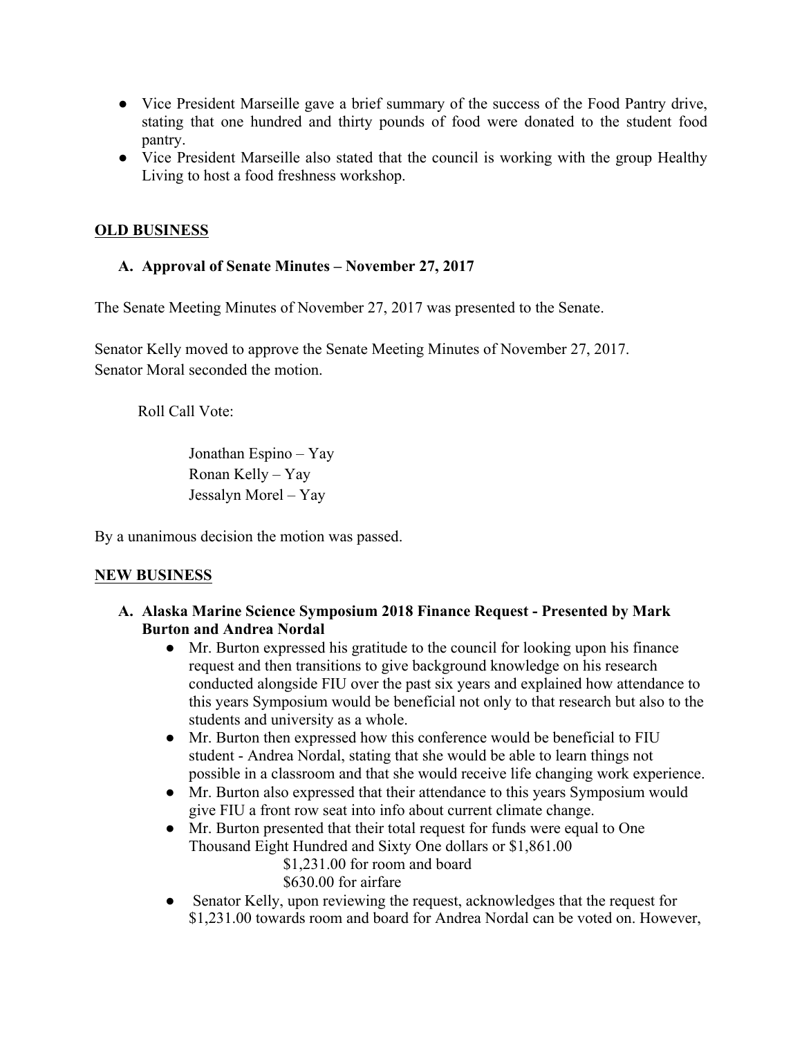- Vice President Marseille gave a brief summary of the success of the Food Pantry drive, stating that one hundred and thirty pounds of food were donated to the student food pantry.
- Vice President Marseille also stated that the council is working with the group Healthy Living to host a food freshness workshop.

## OLD BUSINESS

### A. Approval of Senate Minutes – November 27, 2017

The Senate Meeting Minutes of November 27, 2017 was presented to the Senate.

Senator Kelly moved to approve the Senate Meeting Minutes of November 27, 2017.
Senator Moral seconded the motion.

Roll Call Vote:

Jonathan Espino – Yay
Ronan Kelly – Yay
Jessalyn Morel – Yay

By a unanimous decision the motion was passed.

## NEW BUSINESS

### A. Alaska Marine Science Symposium 2018 Finance Request - Presented by Mark Burton and Andrea Nordal

- Mr. Burton expressed his gratitude to the council for looking upon his finance request and then transitions to give background knowledge on his research conducted alongside FIU over the past six years and explained how attendance to this years Symposium would be beneficial not only to that research but also to the students and university as a whole.
- Mr. Burton then expressed how this conference would be beneficial to FIU student - Andrea Nordal, stating that she would be able to learn things not possible in a classroom and that she would receive life changing work experience.
- Mr. Burton also expressed that their attendance to this years Symposium would give FIU a front row seat into info about current climate change.
- Mr. Burton presented that their total request for funds were equal to One Thousand Eight Hundred and Sixty One dollars or $1,861.00
  - $1,231.00 for room and board
  - $630.00 for airfare
- Senator Kelly, upon reviewing the request, acknowledges that the request for $1,231.00 towards room and board for Andrea Nordal can be voted on. However,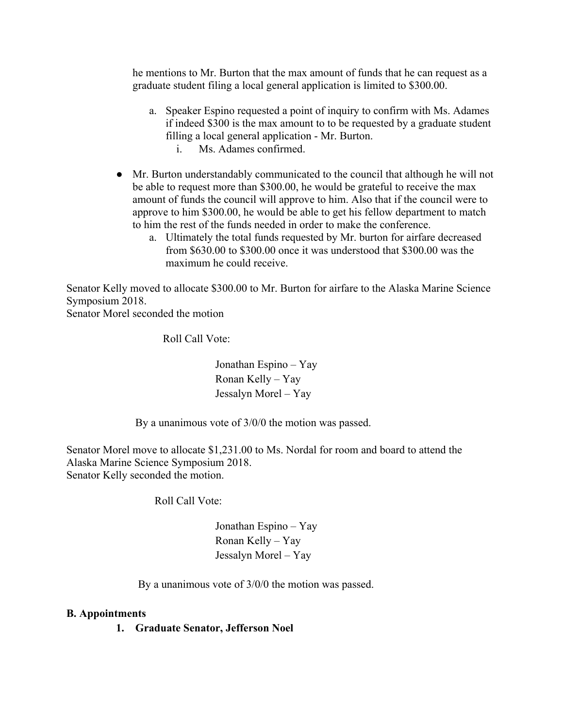he mentions to Mr. Burton that the max amount of funds that he can request as a graduate student filing a local general application is limited to $300.00.

   a. Speaker Espino requested a point of inquiry to confirm with Ms. Adames if indeed $300 is the max amount to to be requested by a graduate student filling a local general application - Mr. Burton.
      i. Ms. Adames confirmed.

- Mr. Burton understandably communicated to the council that although he will not be able to request more than $300.00, he would be grateful to receive the max amount of funds the council will approve to him. Also that if the council were to approve to him $300.00, he would be able to get his fellow department to match to him the rest of the funds needed in order to make the conference.
   a. Ultimately the total funds requested by Mr. burton for airfare decreased from $630.00 to $300.00 once it was understood that $300.00 was the maximum he could receive.

Senator Kelly moved to allocate $300.00 to Mr. Burton for airfare to the Alaska Marine Science Symposium 2018.
Senator Morel seconded the motion

Roll Call Vote:

Jonathan Espino – Yay
Ronan Kelly – Yay
Jessalyn Morel – Yay

By a unanimous vote of 3/0/0 the motion was passed.

Senator Morel move to allocate $1,231.00 to Ms. Nordal for room and board to attend the Alaska Marine Science Symposium 2018.
Senator Kelly seconded the motion.

Roll Call Vote:

Jonathan Espino – Yay
Ronan Kelly – Yay
Jessalyn Morel – Yay

By a unanimous vote of 3/0/0 the motion was passed.

**B. Appointments**

1. **Graduate Senator, Jefferson Noel**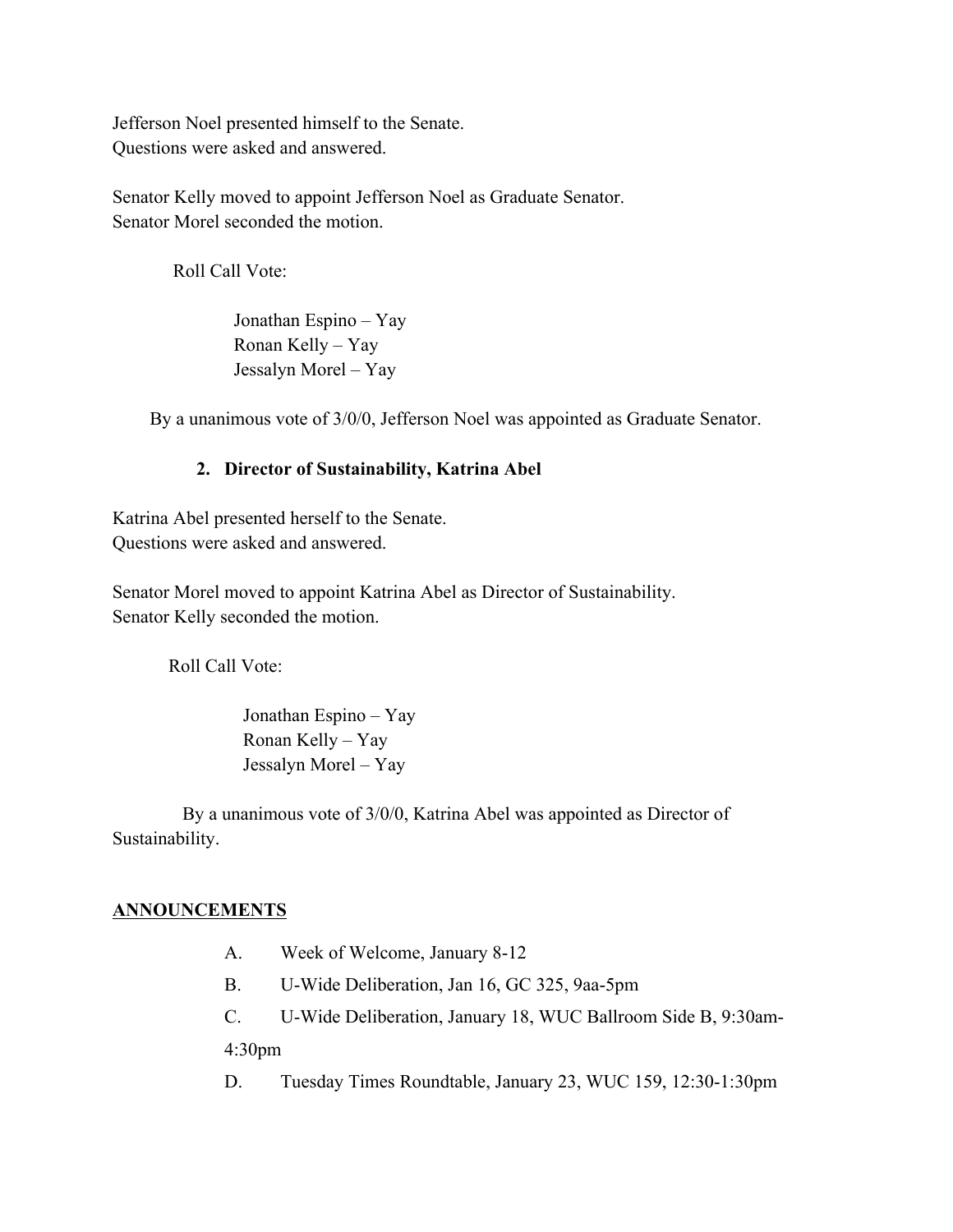Jefferson Noel presented himself to the Senate.
Questions were asked and answered.

Senator Kelly moved to appoint Jefferson Noel as Graduate Senator.
Senator Morel seconded the motion.

Roll Call Vote:

Jonathan Espino – Yay
Ronan Kelly – Yay
Jessalyn Morel – Yay

By a unanimous vote of 3/0/0, Jefferson Noel was appointed as Graduate Senator.

**2. Director of Sustainability, Katrina Abel**

Katrina Abel presented herself to the Senate.
Questions were asked and answered.

Senator Morel moved to appoint Katrina Abel as Director of Sustainability.
Senator Kelly seconded the motion.

Roll Call Vote:

Jonathan Espino – Yay
Ronan Kelly – Yay
Jessalyn Morel – Yay

By a unanimous vote of 3/0/0, Katrina Abel was appointed as Director of Sustainability.

## ANNOUNCEMENTS

A. Week of Welcome, January 8-12

B. U-Wide Deliberation, Jan 16, GC 325, 9aa-5pm

C. U-Wide Deliberation, January 18, WUC Ballroom Side B, 9:30am-4:30pm

D. Tuesday Times Roundtable, January 23, WUC 159, 12:30-1:30pm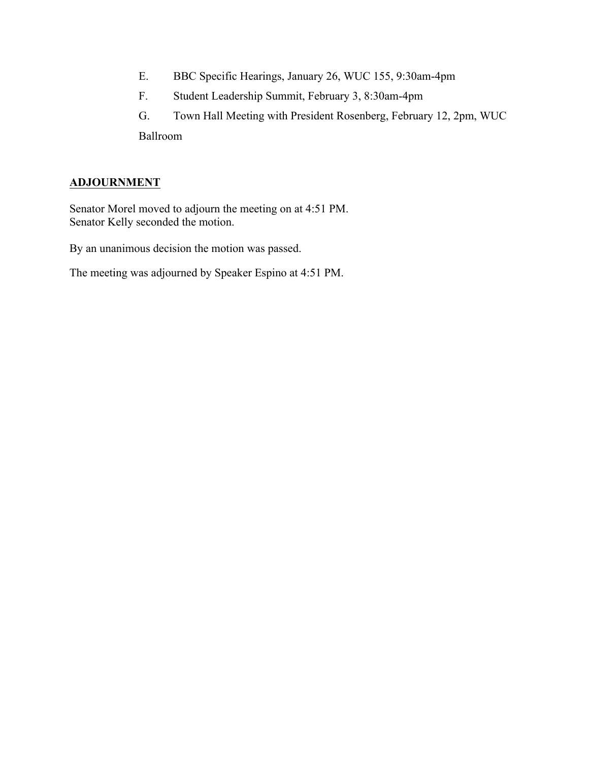E. BBC Specific Hearings, January 26, WUC 155, 9:30am-4pm

F. Student Leadership Summit, February 3, 8:30am-4pm

G. Town Hall Meeting with President Rosenberg, February 12, 2pm, WUC Ballroom

**ADJOURNMENT**

Senator Morel moved to adjourn the meeting on at 4:51 PM.
Senator Kelly seconded the motion.

By an unanimous decision the motion was passed.

The meeting was adjourned by Speaker Espino at 4:51 PM.